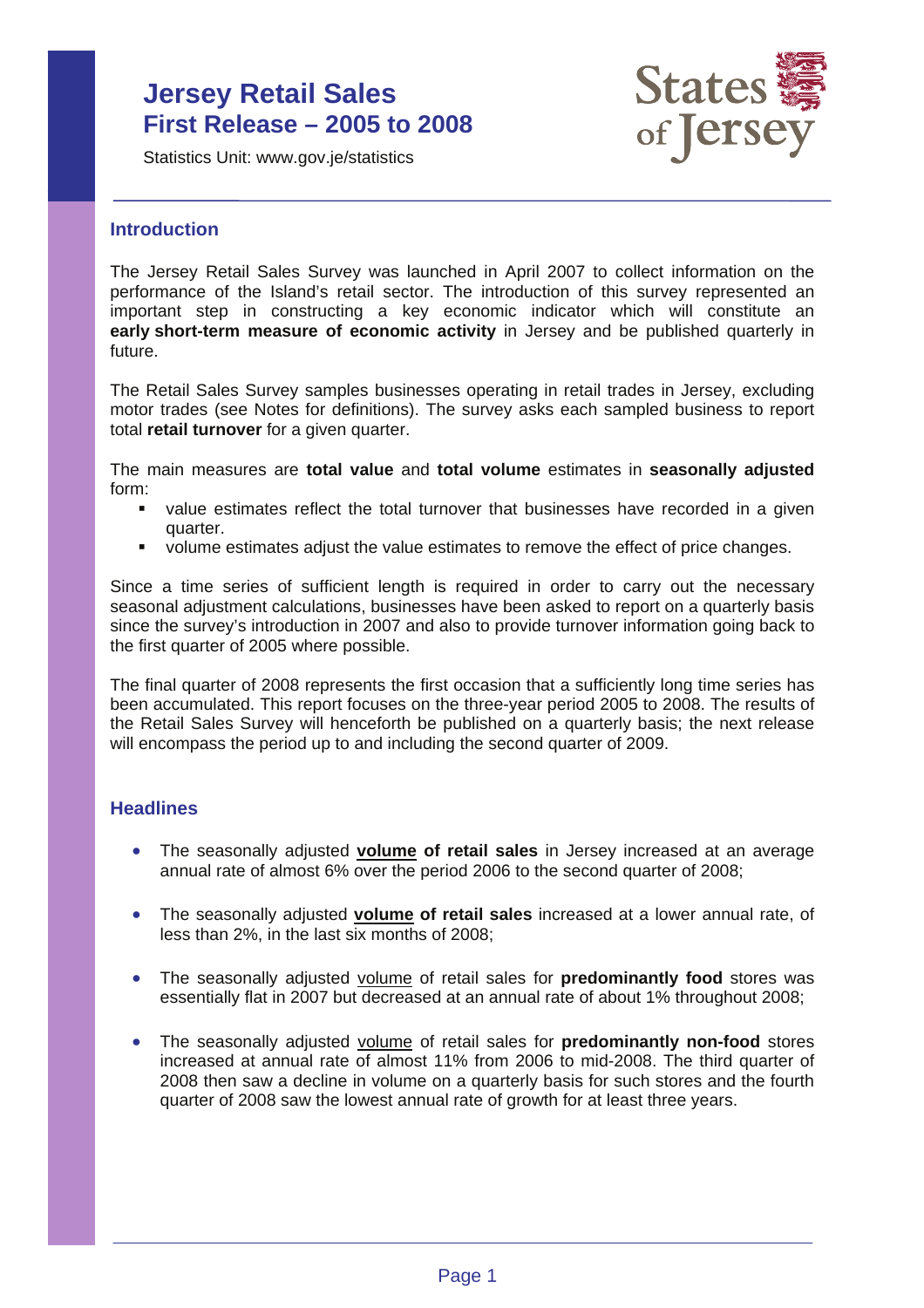# Jersey Retail Sales
# First Release – 2005 to 2008

Statistics Unit: www.gov.je/statistics

## Introduction

The Jersey Retail Sales Survey was launched in April 2007 to collect information on the performance of the Island's retail sector. The introduction of this survey represented an important step in constructing a key economic indicator which will constitute an **early short-term measure of economic activity** in Jersey and be published quarterly in future.

The Retail Sales Survey samples businesses operating in retail trades in Jersey, excluding motor trades (see Notes for definitions). The survey asks each sampled business to report total **retail turnover** for a given quarter.

The main measures are **total value** and **total volume** estimates in **seasonally adjusted** form:

- value estimates reflect the total turnover that businesses have recorded in a given quarter.
- volume estimates adjust the value estimates to remove the effect of price changes.

Since a time series of sufficient length is required in order to carry out the necessary seasonal adjustment calculations, businesses have been asked to report on a quarterly basis since the survey's introduction in 2007 and also to provide turnover information going back to the first quarter of 2005 where possible.

The final quarter of 2008 represents the first occasion that a sufficiently long time series has been accumulated. This report focuses on the three-year period 2005 to 2008. The results of the Retail Sales Survey will henceforth be published on a quarterly basis; the next release will encompass the period up to and including the second quarter of 2009.

## Headlines

- The seasonally adjusted **volume of retail sales** in Jersey increased at an average annual rate of almost 6% over the period 2006 to the second quarter of 2008;
- The seasonally adjusted **volume of retail sales** increased at a lower annual rate, of less than 2%, in the last six months of 2008;
- The seasonally adjusted volume of retail sales for **predominantly food** stores was essentially flat in 2007 but decreased at an annual rate of about 1% throughout 2008;
- The seasonally adjusted volume of retail sales for **predominantly non-food** stores increased at annual rate of almost 11% from 2006 to mid-2008. The third quarter of 2008 then saw a decline in volume on a quarterly basis for such stores and the fourth quarter of 2008 saw the lowest annual rate of growth for at least three years.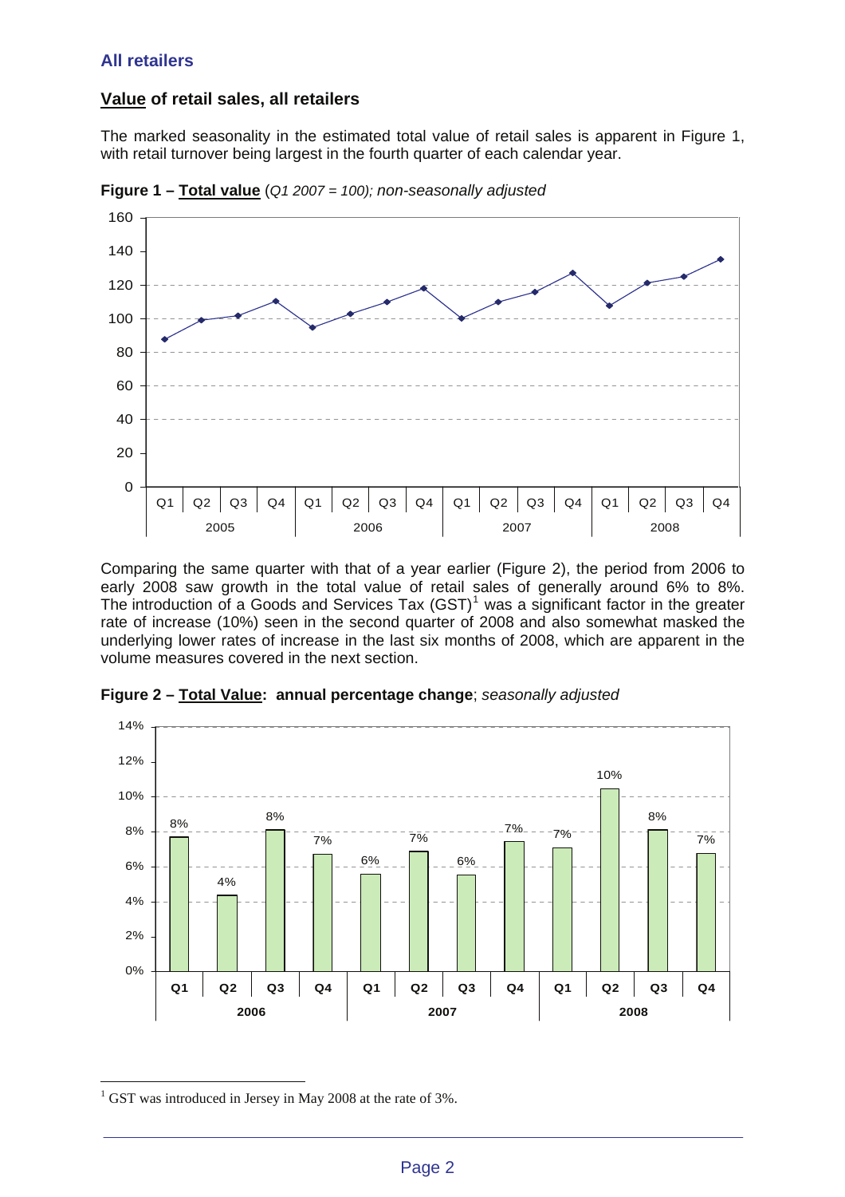## All retailers

### Value of retail sales, all retailers

The marked seasonality in the estimated total value of retail sales is apparent in Figure 1, with retail turnover being largest in the fourth quarter of each calendar year.

**Figure 1 – Total value** (*Q1 2007 = 100); non-seasonally adjusted*

Comparing the same quarter with that of a year earlier (Figure 2), the period from 2006 to early 2008 saw growth in the total value of retail sales of generally around 6% to 8%. The introduction of a Goods and Services Tax (GST)[1] was a significant factor in the greater rate of increase (10%) seen in the second quarter of 2008 and also somewhat masked the underlying lower rates of increase in the last six months of 2008, which are apparent in the volume measures covered in the next section.

**Figure 2 – Total Value: annual percentage change**; *seasonally adjusted*

| Year | Quarter | Annual % change |
|---|---|---|
| 2006 | Q1 | 8% |
| 2006 | Q2 | 4% |
| 2006 | Q3 | 8% |
| 2006 | Q4 | 7% |
| 2007 | Q1 | 6% |
| 2007 | Q2 | 7% |
| 2007 | Q3 | 6% |
| 2007 | Q4 | 7% |
| 2008 | Q1 | 7% |
| 2008 | Q2 | 10% |
| 2008 | Q3 | 8% |
| 2008 | Q4 | 7% |

[1] GST was introduced in Jersey in May 2008 at the rate of 3%.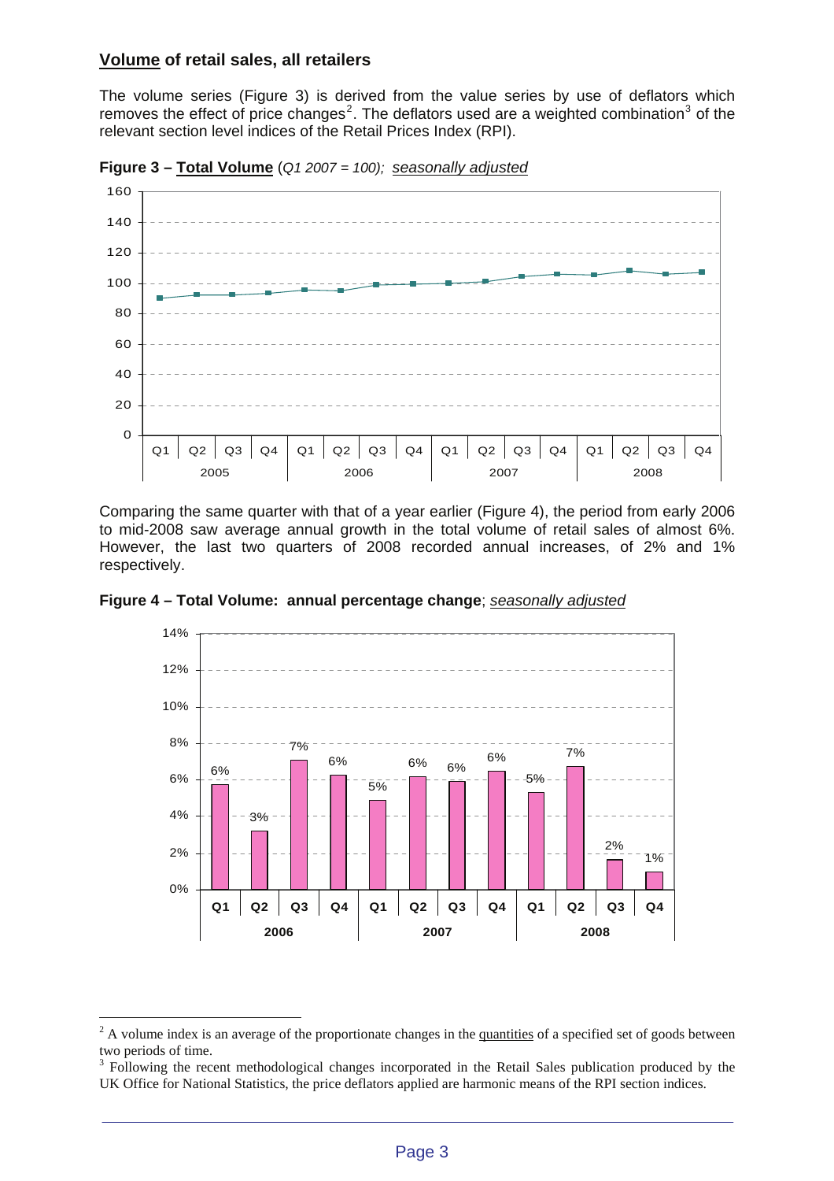## **<u>Volume</u> of retail sales, all retailers**

The volume series (Figure 3) is derived from the value series by use of deflators which removes the effect of price changes[2]. The deflators used are a weighted combination[3] of the relevant section level indices of the Retail Prices Index (RPI).

**Figure 3 – <u>Total Volume</u>** (*Q1 2007 = 100*); *<u>seasonally adjusted</u>*

Comparing the same quarter with that of a year earlier (Figure 4), the period from early 2006 to mid-2008 saw average annual growth in the total volume of retail sales of almost 6%. However, the last two quarters of 2008 recorded annual increases, of 2% and 1% respectively.

**Figure 4 – Total Volume: annual percentage change**; *<u>seasonally adjusted</u>*

---

[2] A volume index is an average of the proportionate changes in the <u>quantities</u> of a specified set of goods between two periods of time.

[3] Following the recent methodological changes incorporated in the Retail Sales publication produced by the UK Office for National Statistics, the price deflators applied are harmonic means of the RPI section indices.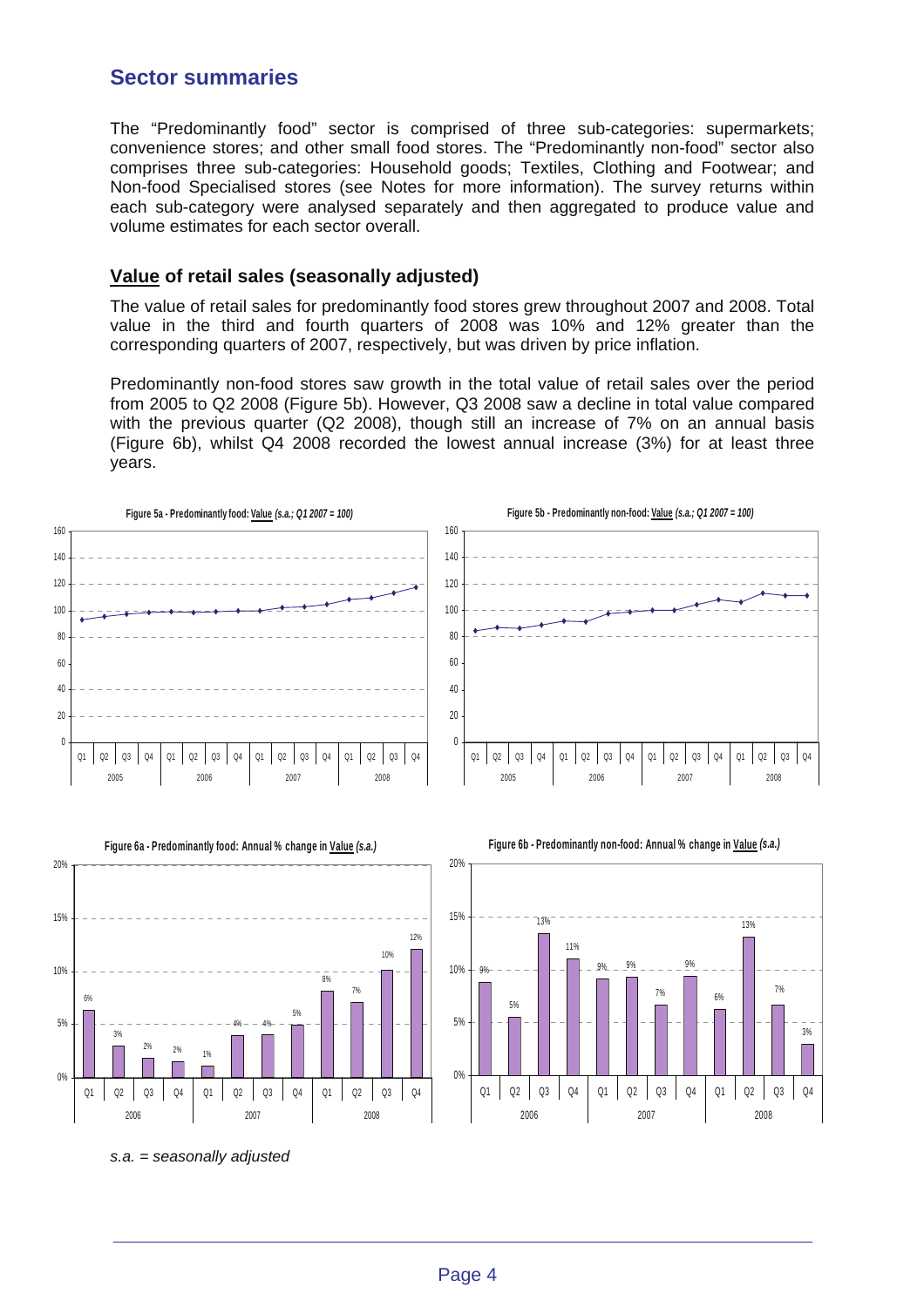## Sector summaries

The "Predominantly food" sector is comprised of three sub-categories: supermarkets; convenience stores; and other small food stores. The "Predominantly non-food" sector also comprises three sub-categories: Household goods; Textiles, Clothing and Footwear; and Non-food Specialised stores (see Notes for more information). The survey returns within each sub-category were analysed separately and then aggregated to produce value and volume estimates for each sector overall.

### Value of retail sales (seasonally adjusted)

The value of retail sales for predominantly food stores grew throughout 2007 and 2008. Total value in the third and fourth quarters of 2008 was 10% and 12% greater than the corresponding quarters of 2007, respectively, but was driven by price inflation.

Predominantly non-food stores saw growth in the total value of retail sales over the period from 2005 to Q2 2008 (Figure 5b). However, Q3 2008 saw a decline in total value compared with the previous quarter (Q2 2008), though still an increase of 7% on an annual basis (Figure 6b), whilst Q4 2008 recorded the lowest annual increase (3%) for at least three years.

**Figure 5a - Predominantly food: Value *(s.a.; Q1 2007 = 100)***

**Figure 5b - Predominantly non-food: Value *(s.a.; Q1 2007 = 100)***

**Figure 6a - Predominantly food: Annual % change in Value *(s.a.)***

| Year | 2006 | | | | 2007 | | | | 2008 | | | |
|---|---|---|---|---|---|---|---|---|---|---|---|---|
| Quarter | Q1 | Q2 | Q3 | Q4 | Q1 | Q2 | Q3 | Q4 | Q1 | Q2 | Q3 | Q4 |
| Annual % change | 6% | 3% | 2% | 2% | 1% | 4% | 4% | 5% | 8% | 7% | 10% | 12% |

**Figure 6b - Predominantly non-food: Annual % change in Value *(s.a.)***

| Year | 2006 | | | | 2007 | | | | 2008 | | | |
|---|---|---|---|---|---|---|---|---|---|---|---|---|
| Quarter | Q1 | Q2 | Q3 | Q4 | Q1 | Q2 | Q3 | Q4 | Q1 | Q2 | Q3 | Q4 |
| Annual % change | 9% | 5% | 13% | 11% | 9% | 9% | 7% | 9% | 6% | 13% | 7% | 3% |

*s.a. = seasonally adjusted*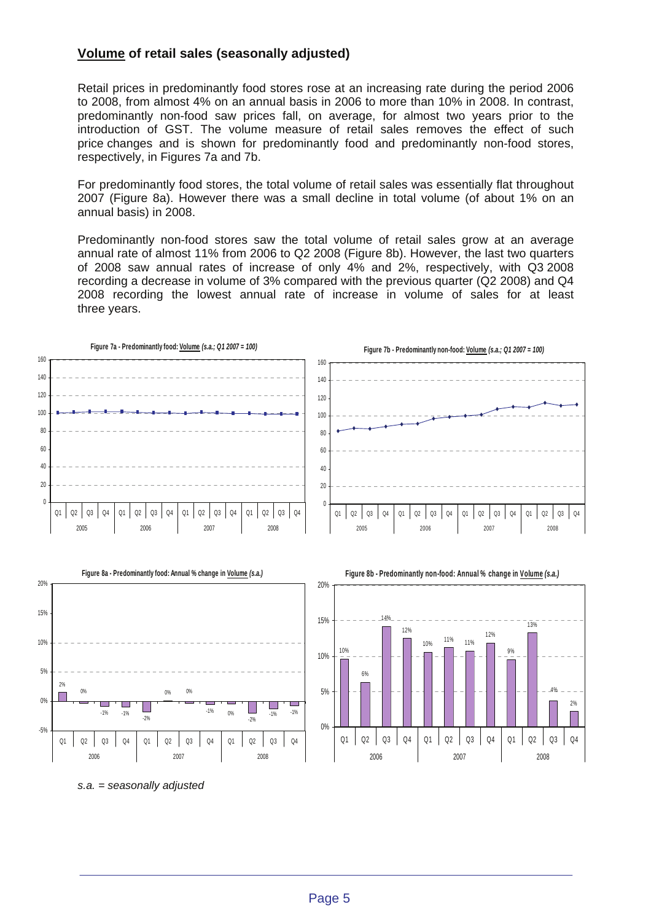## **Volume** of retail sales (seasonally adjusted)

Retail prices in predominantly food stores rose at an increasing rate during the period 2006 to 2008, from almost 4% on an annual basis in 2006 to more than 10% in 2008. In contrast, predominantly non-food saw prices fall, on average, for almost two years prior to the introduction of GST. The volume measure of retail sales removes the effect of such price changes and is shown for predominantly food and predominantly non-food stores, respectively, in Figures 7a and 7b.

For predominantly food stores, the total volume of retail sales was essentially flat throughout 2007 (Figure 8a). However there was a small decline in total volume (of about 1% on an annual basis) in 2008.

Predominantly non-food stores saw the total volume of retail sales grow at an average annual rate of almost 11% from 2006 to Q2 2008 (Figure 8b). However, the last two quarters of 2008 saw annual rates of increase of only 4% and 2%, respectively, with Q3 2008 recording a decrease in volume of 3% compared with the previous quarter (Q2 2008) and Q4 2008 recording the lowest annual rate of increase in volume of sales for at least three years.

**Figure 7a - Predominantly food: Volume** *(s.a.; Q1 2007 = 100)*

**Figure 7b - Predominantly non-food: Volume** *(s.a.; Q1 2007 = 100)*

**Figure 8a - Predominantly food: Annual % change in Volume** *(s.a.)*

| | 2006 Q1 | 2006 Q2 | 2006 Q3 | 2006 Q4 | 2007 Q1 | 2007 Q2 | 2007 Q3 | 2007 Q4 | 2008 Q1 | 2008 Q2 | 2008 Q3 | 2008 Q4 |
|---|---|---|---|---|---|---|---|---|---|---|---|---|
| Annual % change | 2% | 0% | -1% | -1% | -2% | 0% | 0% | -1% | 0% | -2% | -1% | -1% |

**Figure 8b - Predominantly non-food: Annual % change in Volume** *(s.a.)*

| | 2006 Q1 | 2006 Q2 | 2006 Q3 | 2006 Q4 | 2007 Q1 | 2007 Q2 | 2007 Q3 | 2007 Q4 | 2008 Q1 | 2008 Q2 | 2008 Q3 | 2008 Q4 |
|---|---|---|---|---|---|---|---|---|---|---|---|---|
| Annual % change | 10% | 6% | 14% | 12% | 10% | 11% | 11% | 12% | 9% | 13% | 4% | 2% |

*s.a. = seasonally adjusted*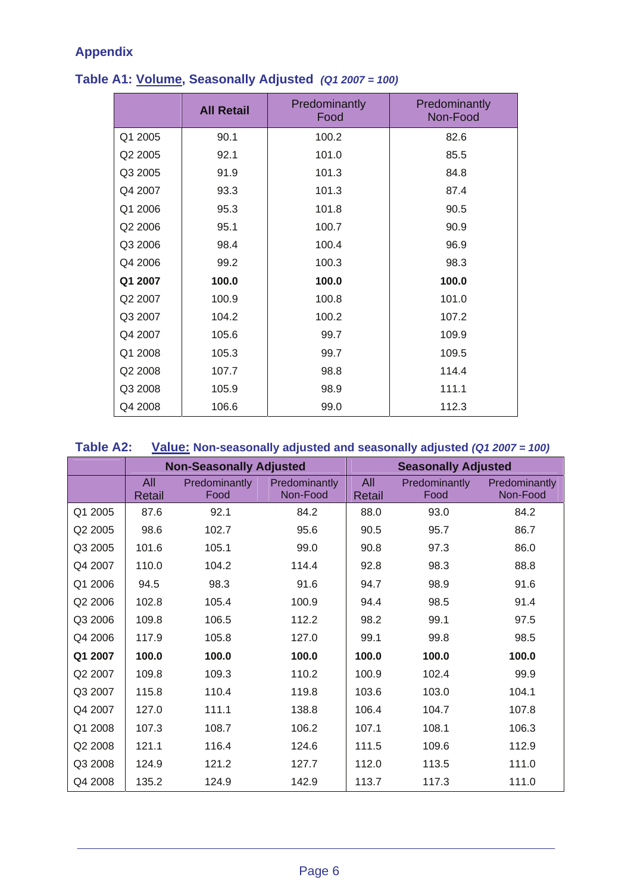## Appendix

### Table A1: Volume, Seasonally Adjusted *(Q1 2007 = 100)*

| | **All Retail** | Predominantly Food | Predominantly Non-Food |
|---|---|---|---|
| Q1 2005 | 90.1 | 100.2 | 82.6 |
| Q2 2005 | 92.1 | 101.0 | 85.5 |
| Q3 2005 | 91.9 | 101.3 | 84.8 |
| Q4 2007 | 93.3 | 101.3 | 87.4 |
| Q1 2006 | 95.3 | 101.8 | 90.5 |
| Q2 2006 | 95.1 | 100.7 | 90.9 |
| Q3 2006 | 98.4 | 100.4 | 96.9 |
| Q4 2006 | 99.2 | 100.3 | 98.3 |
| **Q1 2007** | **100.0** | **100.0** | **100.0** |
| Q2 2007 | 100.9 | 100.8 | 101.0 |
| Q3 2007 | 104.2 | 100.2 | 107.2 |
| Q4 2007 | 105.6 | 99.7 | 109.9 |
| Q1 2008 | 105.3 | 99.7 | 109.5 |
| Q2 2008 | 107.7 | 98.8 | 114.4 |
| Q3 2008 | 105.9 | 98.9 | 111.1 |
| Q4 2008 | 106.6 | 99.0 | 112.3 |

### Table A2: Value: Non-seasonally adjusted and seasonally adjusted *(Q1 2007 = 100)*

| | **Non-Seasonally Adjusted** | | | **Seasonally Adjusted** | | |
|---|---|---|---|---|---|---|
| | All Retail | Predominantly Food | Predominantly Non-Food | All Retail | Predominantly Food | Predominantly Non-Food |
| Q1 2005 | 87.6 | 92.1 | 84.2 | 88.0 | 93.0 | 84.2 |
| Q2 2005 | 98.6 | 102.7 | 95.6 | 90.5 | 95.7 | 86.7 |
| Q3 2005 | 101.6 | 105.1 | 99.0 | 90.8 | 97.3 | 86.0 |
| Q4 2007 | 110.0 | 104.2 | 114.4 | 92.8 | 98.3 | 88.8 |
| Q1 2006 | 94.5 | 98.3 | 91.6 | 94.7 | 98.9 | 91.6 |
| Q2 2006 | 102.8 | 105.4 | 100.9 | 94.4 | 98.5 | 91.4 |
| Q3 2006 | 109.8 | 106.5 | 112.2 | 98.2 | 99.1 | 97.5 |
| Q4 2006 | 117.9 | 105.8 | 127.0 | 99.1 | 99.8 | 98.5 |
| **Q1 2007** | **100.0** | **100.0** | **100.0** | **100.0** | **100.0** | **100.0** |
| Q2 2007 | 109.8 | 109.3 | 110.2 | 100.9 | 102.4 | 99.9 |
| Q3 2007 | 115.8 | 110.4 | 119.8 | 103.6 | 103.0 | 104.1 |
| Q4 2007 | 127.0 | 111.1 | 138.8 | 106.4 | 104.7 | 107.8 |
| Q1 2008 | 107.3 | 108.7 | 106.2 | 107.1 | 108.1 | 106.3 |
| Q2 2008 | 121.1 | 116.4 | 124.6 | 111.5 | 109.6 | 112.9 |
| Q3 2008 | 124.9 | 121.2 | 127.7 | 112.0 | 113.5 | 111.0 |
| Q4 2008 | 135.2 | 124.9 | 142.9 | 113.7 | 117.3 | 111.0 |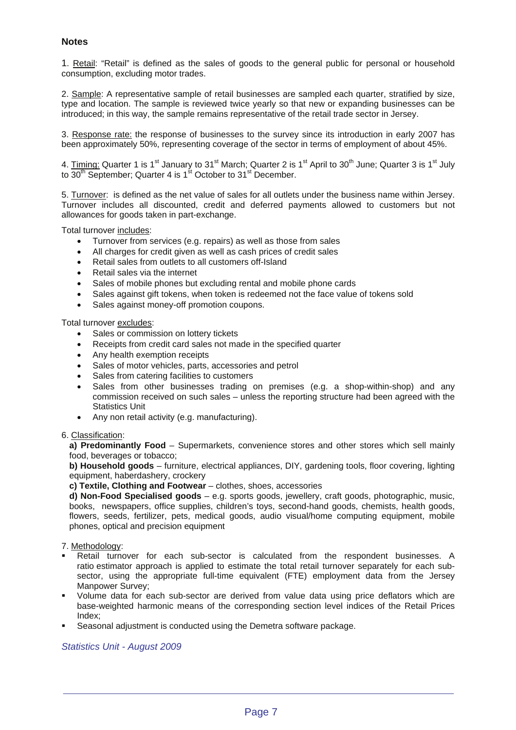**Notes**

1. Retail: "Retail" is defined as the sales of goods to the general public for personal or household consumption, excluding motor trades.

2. Sample: A representative sample of retail businesses are sampled each quarter, stratified by size, type and location. The sample is reviewed twice yearly so that new or expanding businesses can be introduced; in this way, the sample remains representative of the retail trade sector in Jersey.

3. Response rate: the response of businesses to the survey since its introduction in early 2007 has been approximately 50%, representing coverage of the sector in terms of employment of about 45%.

4. Timing: Quarter 1 is 1st January to 31st March; Quarter 2 is 1st April to 30th June; Quarter 3 is 1st July to 30th September; Quarter 4 is 1st October to 31st December.

5. Turnover: is defined as the net value of sales for all outlets under the business name within Jersey. Turnover includes all discounted, credit and deferred payments allowed to customers but not allowances for goods taken in part-exchange.

Total turnover includes:

- Turnover from services (e.g. repairs) as well as those from sales
- All charges for credit given as well as cash prices of credit sales
- Retail sales from outlets to all customers off-Island
- Retail sales via the internet
- Sales of mobile phones but excluding rental and mobile phone cards
- Sales against gift tokens, when token is redeemed not the face value of tokens sold
- Sales against money-off promotion coupons.

Total turnover excludes:

- Sales or commission on lottery tickets
- Receipts from credit card sales not made in the specified quarter
- Any health exemption receipts
- Sales of motor vehicles, parts, accessories and petrol
- Sales from catering facilities to customers
- Sales from other businesses trading on premises (e.g. a shop-within-shop) and any commission received on such sales – unless the reporting structure had been agreed with the Statistics Unit
- Any non retail activity (e.g. manufacturing).

6. Classification:

**a) Predominantly Food** – Supermarkets, convenience stores and other stores which sell mainly food, beverages or tobacco;
**b) Household goods** – furniture, electrical appliances, DIY, gardening tools, floor covering, lighting equipment, haberdashery, crockery
**c) Textile, Clothing and Footwear** – clothes, shoes, accessories
**d) Non-Food Specialised goods** – e.g. sports goods, jewellery, craft goods, photographic, music, books, newspapers, office supplies, children's toys, second-hand goods, chemists, health goods, flowers, seeds, fertilizer, pets, medical goods, audio visual/home computing equipment, mobile phones, optical and precision equipment

7. Methodology:

- Retail turnover for each sub-sector is calculated from the respondent businesses. A ratio estimator approach is applied to estimate the total retail turnover separately for each sub-sector, using the appropriate full-time equivalent (FTE) employment data from the Jersey Manpower Survey;
- Volume data for each sub-sector are derived from value data using price deflators which are base-weighted harmonic means of the corresponding section level indices of the Retail Prices Index;
- Seasonal adjustment is conducted using the Demetra software package.

*Statistics Unit - August 2009*